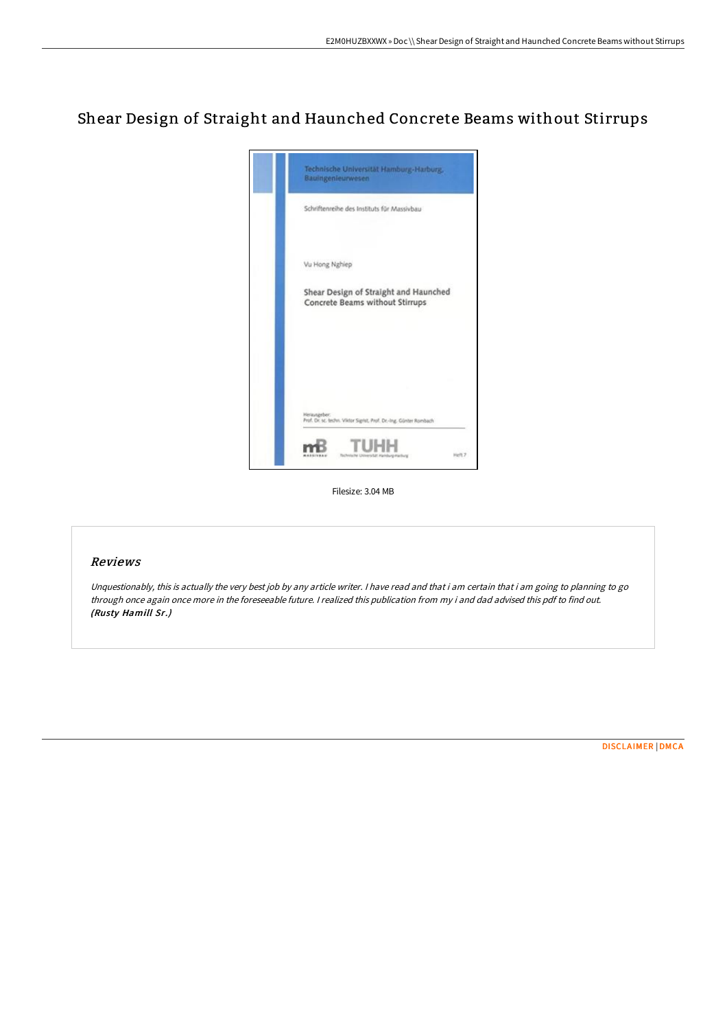# Shear Design of Straight and Haunched Concrete Beams without Stirrups

Technische Universität Hamburg-Harburg, Bauingenieurwesen

Schriftenreihe des Instituts für Massivbau

Vu Hong Nghiep

Shear Design of Straight and Haunched Concrete Beams without Stirrups

Herausgeber:
Prof. Dr. sc. techn. Viktor Sigrist, Prof. Dr.-Ing. Günter Rombach

mB MASSIVBAU TUHH Technische Universität Hamburg-Harburg Heft 7

Filesize: 3.04 MB

## Reviews

*Unquestionably, this is actually the very best job by any article writer. I have read and that i am certain that i am going to planning to go through once again once more in the foreseeable future. I realized this publication from my i and dad advised this pdf to find out.*
***(Rusty Hamill Sr.)***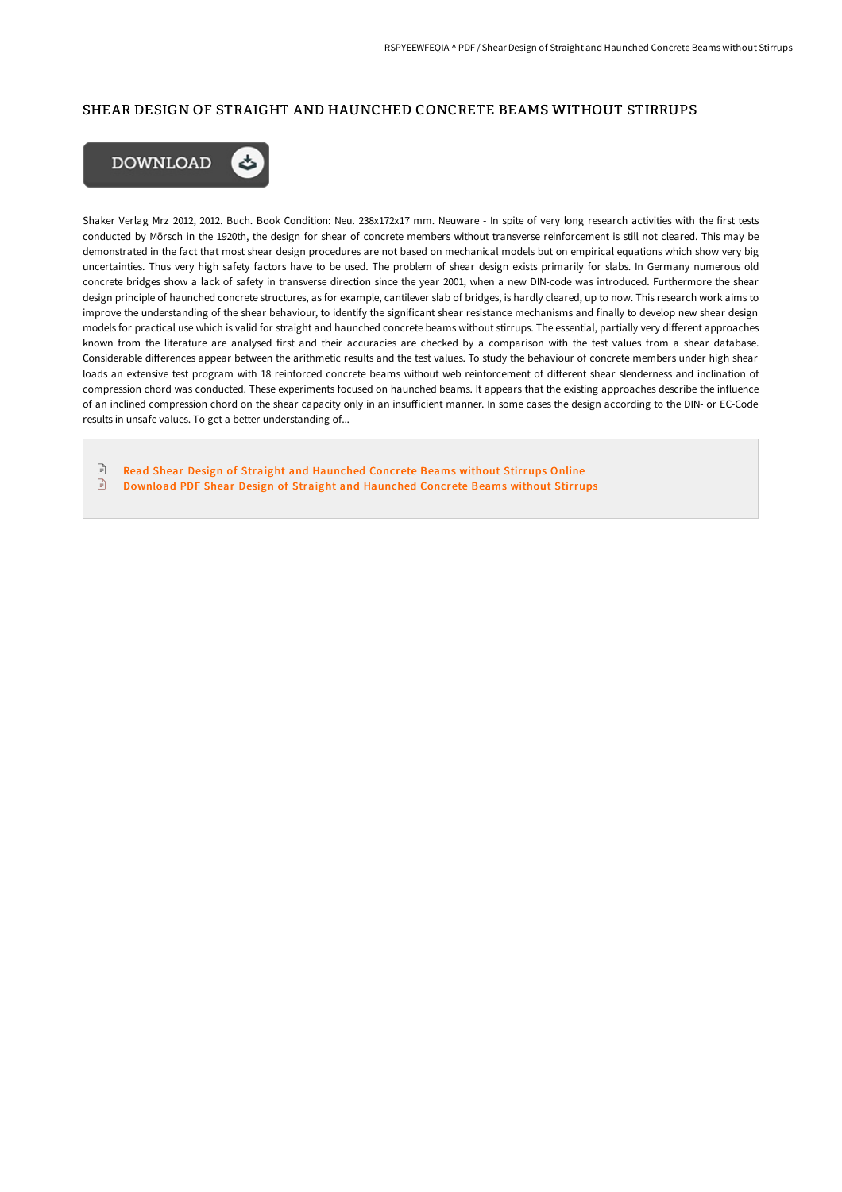# SHEAR DESIGN OF STRAIGHT AND HAUNCHED CONCRETE BEAMS WITHOUT STIRRUPS

DOWNLOAD

Shaker Verlag Mrz 2012, 2012. Buch. Book Condition: Neu. 238x172x17 mm. Neuware - In spite of very long research activities with the first tests conducted by Mörsch in the 1920th, the design for shear of concrete members without transverse reinforcement is still not cleared. This may be demonstrated in the fact that most shear design procedures are not based on mechanical models but on empirical equations which show very big uncertainties. Thus very high safety factors have to be used. The problem of shear design exists primarily for slabs. In Germany numerous old concrete bridges show a lack of safety in transverse direction since the year 2001, when a new DIN-code was introduced. Furthermore the shear design principle of haunched concrete structures, as for example, cantilever slab of bridges, is hardly cleared, up to now. This research work aims to improve the understanding of the shear behaviour, to identify the significant shear resistance mechanisms and finally to develop new shear design models for practical use which is valid for straight and haunched concrete beams without stirrups. The essential, partially very different approaches known from the literature are analysed first and their accuracies are checked by a comparison with the test values from a shear database. Considerable differences appear between the arithmetic results and the test values. To study the behaviour of concrete members under high shear loads an extensive test program with 18 reinforced concrete beams without web reinforcement of different shear slenderness and inclination of compression chord was conducted. These experiments focused on haunched beams. It appears that the existing approaches describe the influence of an inclined compression chord on the shear capacity only in an insufficient manner. In some cases the design according to the DIN- or EC-Code results in unsafe values. To get a better understanding of...

Read Shear Design of Straight and Haunched Concrete Beams without Stirrups Online

Download PDF Shear Design of Straight and Haunched Concrete Beams without Stirrups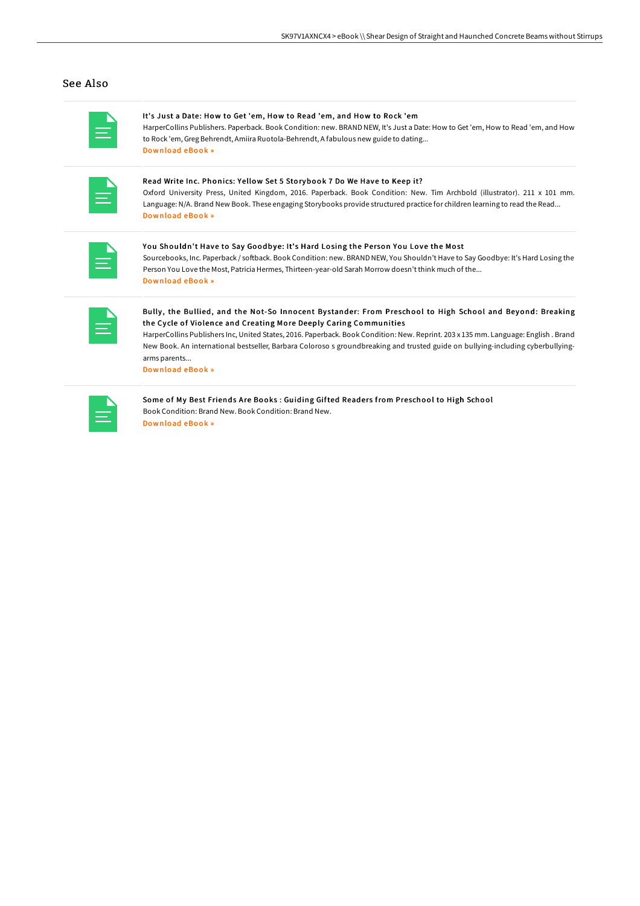## See Also

**It's Just a Date: How to Get 'em, How to Read 'em, and How to Rock 'em**

HarperCollins Publishers. Paperback. Book Condition: new. BRAND NEW, It's Just a Date: How to Get 'em, How to Read 'em, and How to Rock 'em, Greg Behrendt, Amiira Ruotola-Behrendt, A fabulous new guide to dating...

Download eBook »

**Read Write Inc. Phonics: Yellow Set 5 Storybook 7 Do We Have to Keep it?**

Oxford University Press, United Kingdom, 2016. Paperback. Book Condition: New. Tim Archbold (illustrator). 211 x 101 mm. Language: N/A. Brand New Book. These engaging Storybooks provide structured practice for children learning to read the Read...

Download eBook »

**You Shouldn't Have to Say Goodbye: It's Hard Losing the Person You Love the Most**

Sourcebooks, Inc. Paperback / softback. Book Condition: new. BRAND NEW, You Shouldn't Have to Say Goodbye: It's Hard Losing the Person You Love the Most, Patricia Hermes, Thirteen-year-old Sarah Morrow doesn't think much of the...

Download eBook »

**Bully, the Bullied, and the Not-So Innocent Bystander: From Preschool to High School and Beyond: Breaking the Cycle of Violence and Creating More Deeply Caring Communities**

HarperCollins Publishers Inc, United States, 2016. Paperback. Book Condition: New. Reprint. 203 x 135 mm. Language: English . Brand New Book. An international bestseller, Barbara Coloroso s groundbreaking and trusted guide on bullying-including cyberbullying-arms parents...

Download eBook »

**Some of My Best Friends Are Books : Guiding Gifted Readers from Preschool to High School**

Book Condition: Brand New. Book Condition: Brand New.

Download eBook »